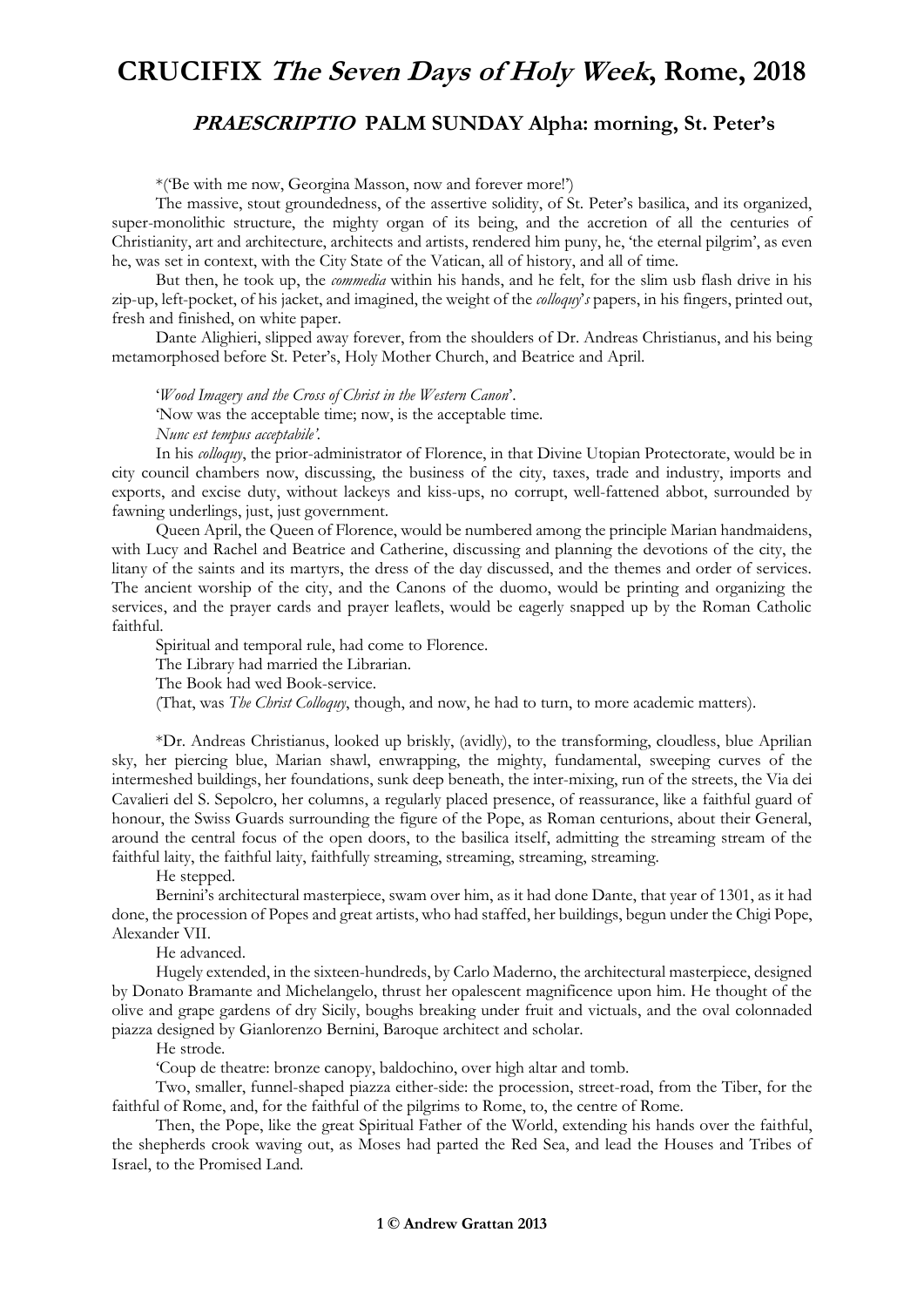# CRUCIFIX *The Seven Days of Holy Week*, Rome, 2018

## *PRAESCRIPTIO* PALM SUNDAY Alpha: morning, St. Peter's

*('Be with me now, Georgina Masson, now and forever more!')

The massive, stout groundedness, of the assertive solidity, of St. Peter's basilica, and its organized, super-monolithic structure, the mighty organ of its being, and the accretion of all the centuries of Christianity, art and architecture, architects and artists, rendered him puny, he, 'the eternal pilgrim', as even he, was set in context, with the City State of the Vatican, all of history, and all of time.

But then, he took up, the *commedia* within his hands, and he felt, for the slim usb flash drive in his zip-up, left-pocket, of his jacket, and imagined, the weight of the *colloquy's* papers, in his fingers, printed out, fresh and finished, on white paper.

Dante Alighieri, slipped away forever, from the shoulders of Dr. Andreas Christianus, and his being metamorphosed before St. Peter's, Holy Mother Church, and Beatrice and April.

'*Wood Imagery and the Cross of Christ in the Western Canon*'.

'Now was the acceptable time; now, is the acceptable time.

*Nunc est tempus acceptabile'*.

In his *colloquy*, the prior-administrator of Florence, in that Divine Utopian Protectorate, would be in city council chambers now, discussing, the business of the city, taxes, trade and industry, imports and exports, and excise duty, without lackeys and kiss-ups, no corrupt, well-fattened abbot, surrounded by fawning underlings, just, just government.

Queen April, the Queen of Florence, would be numbered among the principle Marian handmaidens, with Lucy and Rachel and Beatrice and Catherine, discussing and planning the devotions of the city, the litany of the saints and its martyrs, the dress of the day discussed, and the themes and order of services. The ancient worship of the city, and the Canons of the duomo, would be printing and organizing the services, and the prayer cards and prayer leaflets, would be eagerly snapped up by the Roman Catholic faithful.

Spiritual and temporal rule, had come to Florence.

The Library had married the Librarian.

The Book had wed Book-service.

(That, was *The Christ Colloquy*, though, and now, he had to turn, to more academic matters).

*Dr. Andreas Christianus, looked up briskly, (avidly), to the transforming, cloudless, blue Aprilian sky, her piercing blue, Marian shawl, enwrapping, the mighty, fundamental, sweeping curves of the intermeshed buildings, her foundations, sunk deep beneath, the inter-mixing, run of the streets, the Via dei Cavalieri del S. Sepolcro, her columns, a regularly placed presence, of reassurance, like a faithful guard of honour, the Swiss Guards surrounding the figure of the Pope, as Roman centurions, about their General, around the central focus of the open doors, to the basilica itself, admitting the streaming stream of the faithful laity, the faithful laity, faithfully streaming, streaming, streaming, streaming.

He stepped.

Bernini's architectural masterpiece, swam over him, as it had done Dante, that year of 1301, as it had done, the procession of Popes and great artists, who had staffed, her buildings, begun under the Chigi Pope, Alexander VII.

He advanced.

Hugely extended, in the sixteen-hundreds, by Carlo Maderno, the architectural masterpiece, designed by Donato Bramante and Michelangelo, thrust her opalescent magnificence upon him. He thought of the olive and grape gardens of dry Sicily, boughs breaking under fruit and victuals, and the oval colonnaded piazza designed by Gianlorenzo Bernini, Baroque architect and scholar.

He strode.

'Coup de theatre: bronze canopy, baldochino, over high altar and tomb.

Two, smaller, funnel-shaped piazza either-side: the procession, street-road, from the Tiber, for the faithful of Rome, and, for the faithful of the pilgrims to Rome, to, the centre of Rome.

Then, the Pope, like the great Spiritual Father of the World, extending his hands over the faithful, the shepherds crook waving out, as Moses had parted the Red Sea, and lead the Houses and Tribes of Israel, to the Promised Land.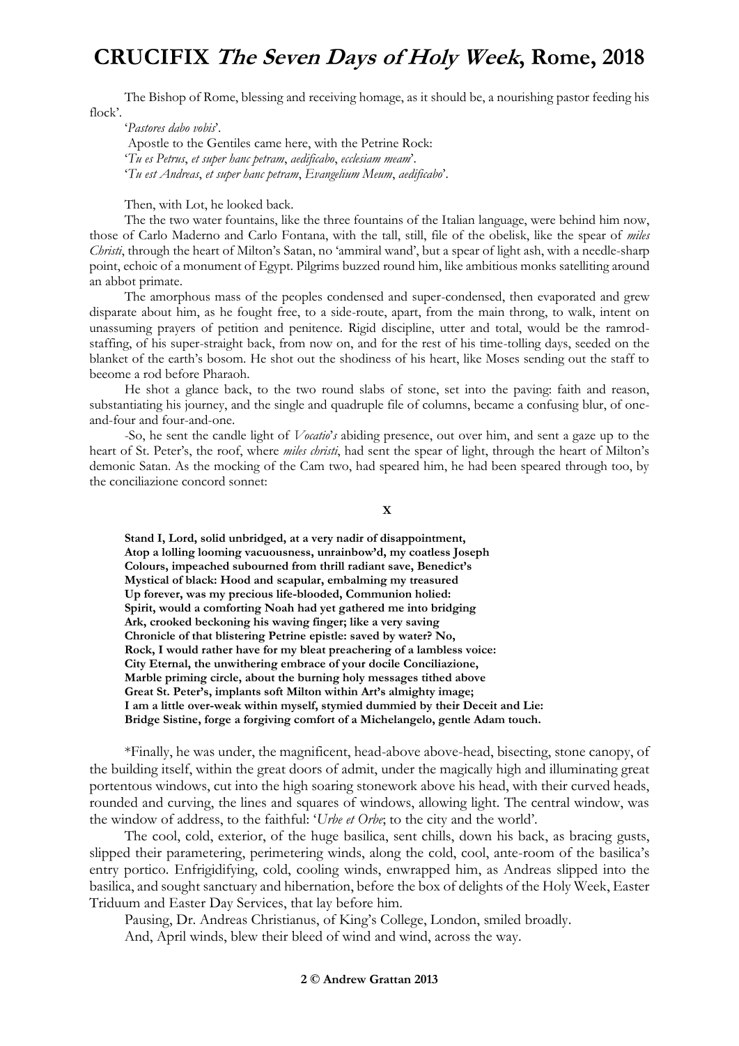The Bishop of Rome, blessing and receiving homage, as it should be, a nourishing pastor feeding his flock'.

'*Pastores dabo vobis*'.

Apostle to the Gentiles came here, with the Petrine Rock:

'*Tu es Petrus*, *et super hanc petram*, *aedificabo*, *ecclesiam meam*'.

'*Tu est Andreas*, *et super hanc petram*, *Evangelium Meum*, *aedificabo*'.

Then, with Lot, he looked back.

The the two water fountains, like the three fountains of the Italian language, were behind him now, those of Carlo Maderno and Carlo Fontana, with the tall, still, file of the obelisk, like the spear of *miles Christi*, through the heart of Milton's Satan, no 'ammiral wand', but a spear of light ash, with a needle-sharp point, echoic of a monument of Egypt. Pilgrims buzzed round him, like ambitious monks satelliting around an abbot primate.

The amorphous mass of the peoples condensed and super-condensed, then evaporated and grew disparate about him, as he fought free, to a side-route, apart, from the main throng, to walk, intent on unassuming prayers of petition and penitence. Rigid discipline, utter and total, would be the ramrod-staffing, of his super-straight back, from now on, and for the rest of his time-tolling days, seeded on the blanket of the earth's bosom. He shot out the shodiness of his heart, like Moses sending out the staff to become a rod before Pharaoh.

He shot a glance back, to the two round slabs of stone, set into the paving: faith and reason, substantiating his journey, and the single and quadruple file of columns, became a confusing blur, of one-and-four and four-and-one.

-So, he sent the candle light of *Vocatio*'*s* abiding presence, out over him, and sent a gaze up to the heart of St. Peter's, the roof, where *miles christi*, had sent the spear of light, through the heart of Milton's demonic Satan. As the mocking of the Cam two, had speared him, he had been speared through too, by the conciliazione concord sonnet:

**X**

**Stand I, Lord, solid unbridged, at a very nadir of disappointment,**
**Atop a lolling looming vacuousness, unrainbow'd, my coatless Joseph**
**Colours, impeached subourned from thrill radiant save, Benedict's**
**Mystical of black: Hood and scapular, embalming my treasured**
**Up forever, was my precious life-blooded, Communion holied:**
**Spirit, would a comforting Noah had yet gathered me into bridging**
**Ark, crooked beckoning his waving finger; like a very saving**
**Chronicle of that blistering Petrine epistle: saved by water? No,**
**Rock, I would rather have for my bleat preachering of a lambless voice:**
**City Eternal, the unwithering embrace of your docile Conciliazione,**
**Marble priming circle, about the burning holy messages tithed above**
**Great St. Peter's, implants soft Milton within Art's almighty image;**
**I am a little over-weak within myself, stymied dummied by their Deceit and Lie:**
**Bridge Sistine, forge a forgiving comfort of a Michelangelo, gentle Adam touch.**

*Finally, he was under, the magnificent, head-above above-head, bisecting, stone canopy, of the building itself, within the great doors of admit, under the magically high and illuminating great portentous windows, cut into the high soaring stonework above his head, with their curved heads, rounded and curving, the lines and squares of windows, allowing light. The central window, was the window of address, to the faithful: '*Urbe et Orbe*; to the city and the world'.

The cool, cold, exterior, of the huge basilica, sent chills, down his back, as bracing gusts, slipped their parametering, perimetering winds, along the cold, cool, ante-room of the basilica's entry portico. Enfrigidifying, cold, cooling winds, enwrapped him, as Andreas slipped into the basilica, and sought sanctuary and hibernation, before the box of delights of the Holy Week, Easter Triduum and Easter Day Services, that lay before him.

Pausing, Dr. Andreas Christianus, of King's College, London, smiled broadly.

And, April winds, blew their bleed of wind and wind, across the way.

**2 © Andrew Grattan 2013**